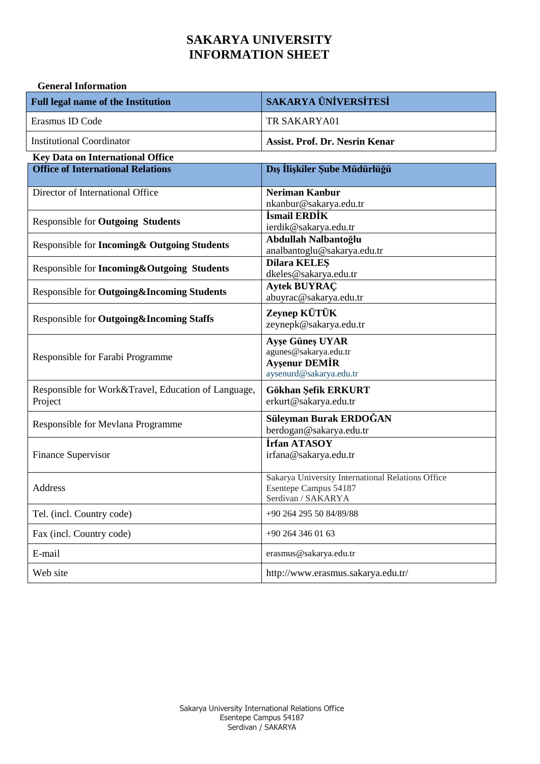# SAKARYA UNIVERSITY
# INFORMATION SHEET

**General Information**

| **Full legal name of the Institution** | **SAKARYA ÜNİVERSİTESİ** |
|---|---|
| Erasmus ID Code | TR SAKARYA01 |
| Institutional Coordinator | **Assist. Prof. Dr. Nesrin Kenar** |

**Key Data on International Office**

| **Office of International Relations** | **Dış İlişkiler Şube Müdürlüğü** |
|---|---|
| Director of International Office | **Neriman Kanbur**<br>nkanbur@sakarya.edu.tr |
| Responsible for **Outgoing Students** | **İsmail ERDİK**<br>ierdik@sakarya.edu.tr |
| Responsible for **Incoming& Outgoing Students** | **Abdullah Nalbantoğlu**<br>analbantoglu@sakarya.edu.tr |
| Responsible for **Incoming&Outgoing Students** | **Dilara KELEŞ**<br>dkeles@sakarya.edu.tr |
| Responsible for **Outgoing&Incoming Students** | **Aytek BUYRAÇ**<br>abuyrac@sakarya.edu.tr |
| Responsible for **Outgoing&Incoming Staffs** | **Zeynep KÜTÜK**<br>zeynepk@sakarya.edu.tr |
| Responsible for Farabi Programme | **Ayşe Güneş UYAR**<br>agunes@sakarya.edu.tr<br>**Ayşenur DEMİR**<br>aysenurd@sakarya.edu.tr |
| Responsible for Work&Travel, Education of Language, Project | **Gökhan Şefik ERKURT**<br>erkurt@sakarya.edu.tr |
| Responsible for Mevlana Programme | **Süleyman Burak ERDOĞAN**<br>berdogan@sakarya.edu.tr |
| Finance Supervisor | **İrfan ATASOY**<br>irfana@sakarya.edu.tr |
| Address | Sakarya University International Relations Office<br>Esentepe Campus 54187<br>Serdivan / SAKARYA |
| Tel. (incl. Country code) | +90 264 295 50 84/89/88 |
| Fax (incl. Country code) | +90 264 346 01 63 |
| E-mail | erasmus@sakarya.edu.tr |
| Web site | http://www.erasmus.sakarya.edu.tr/ |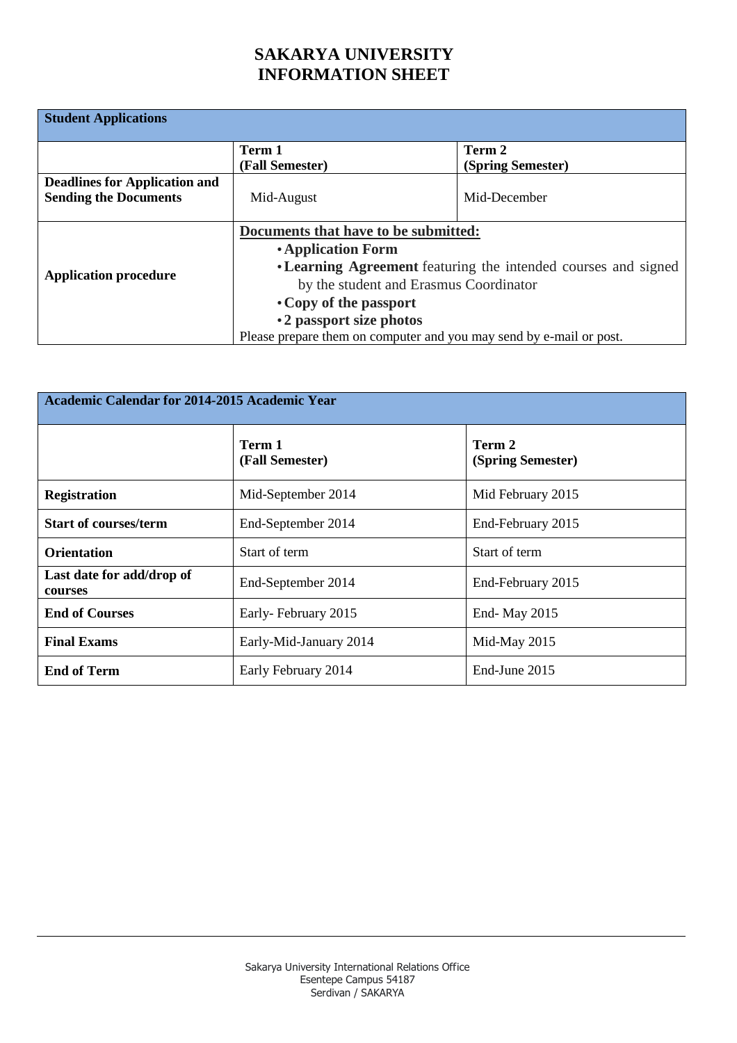# SAKARYA UNIVERSITY
# INFORMATION SHEET

| Student Applications | | |
|---|---|---|
| | **Term 1 (Fall Semester)** | **Term 2 (Spring Semester)** |
| **Deadlines for Application and Sending the Documents** | Mid-August | Mid-December |
| **Application procedure** | **Documents that have to be submitted:** • **Application Form** • **Learning Agreement** featuring the intended courses and signed by the student and Erasmus Coordinator • **Copy of the passport** • **2 passport size photos** Please prepare them on computer and you may send by e-mail or post. | |

| Academic Calendar for 2014-2015 Academic Year | | |
|---|---|---|
| | **Term 1 (Fall Semester)** | **Term 2 (Spring Semester)** |
| **Registration** | Mid-September 2014 | Mid February 2015 |
| **Start of courses/term** | End-September 2014 | End-February 2015 |
| **Orientation** | Start of term | Start of term |
| **Last date for add/drop of courses** | End-September 2014 | End-February 2015 |
| **End of Courses** | Early- February 2015 | End- May 2015 |
| **Final Exams** | Early-Mid-January 2014 | Mid-May 2015 |
| **End of Term** | Early February 2014 | End-June 2015 |

Sakarya University International Relations Office
Esentepe Campus 54187
Serdivan / SAKARYA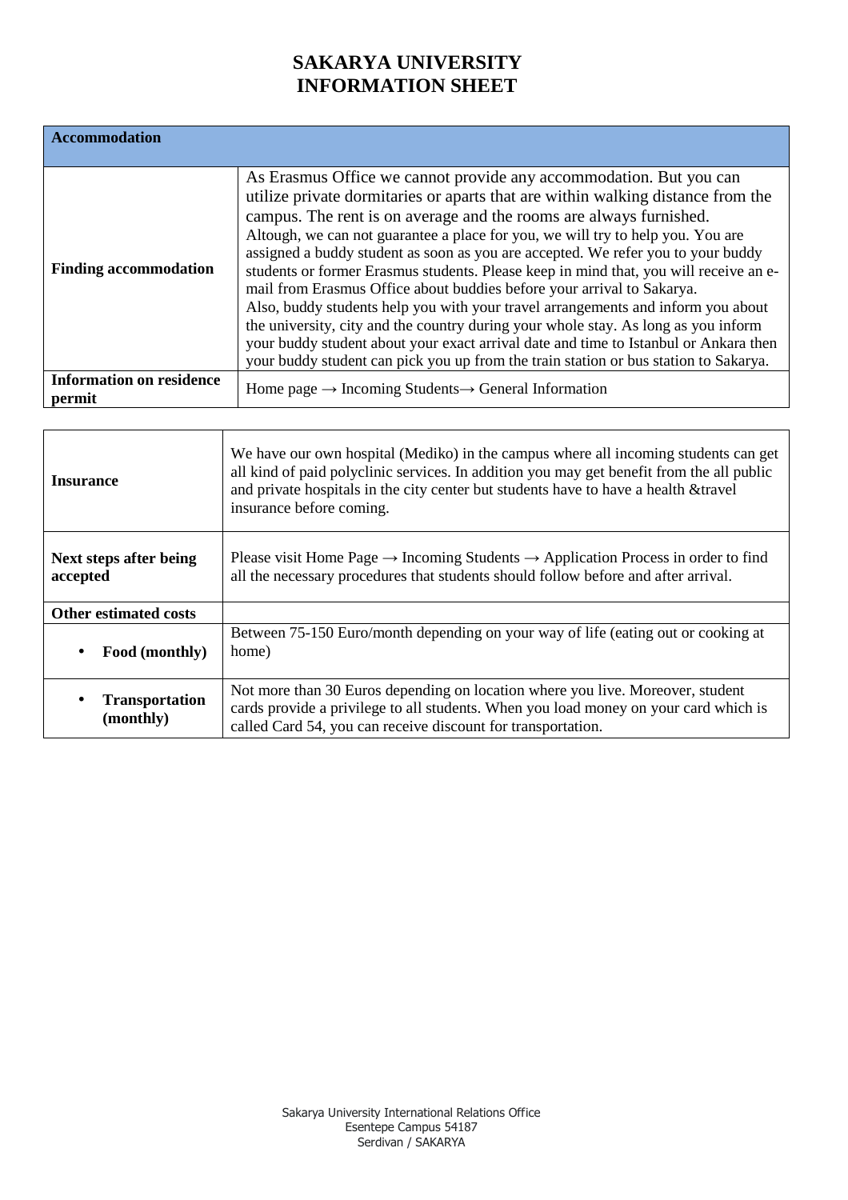# SAKARYA UNIVERSITY INFORMATION SHEET

| **Accommodation** | |
|---|---|
| **Finding accommodation** | As Erasmus Office we cannot provide any accommodation. But you can utilize private dormitaries or aparts that are within walking distance from the campus. The rent is on average and the rooms are always furnished. Altough, we can not guarantee a place for you, we will try to help you. You are assigned a buddy student as soon as you are accepted. We refer you to your buddy students or former Erasmus students. Please keep in mind that, you will receive an e-mail from Erasmus Office about buddies before your arrival to Sakarya. Also, buddy students help you with your travel arrangements and inform you about the university, city and the country during your whole stay. As long as you inform your buddy student about your exact arrival date and time to Istanbul or Ankara then your buddy student can pick you up from the train station or bus station to Sakarya. |
| **Information on residence permit** | Home page → Incoming Students→ General Information |

| | |
|---|---|
| **Insurance** | We have our own hospital (Mediko) in the campus where all incoming students can get all kind of paid polyclinic services. In addition you may get benefit from the all public and private hospitals in the city center but students have to have a health &travel insurance before coming. |
| **Next steps after being accepted** | Please visit Home Page → Incoming Students → Application Process in order to find all the necessary procedures that students should follow before and after arrival. |
| **Other estimated costs** | |
| • **Food (monthly)** | Between 75-150 Euro/month depending on your way of life (eating out or cooking at home) |
| • **Transportation (monthly)** | Not more than 30 Euros depending on location where you live. Moreover, student cards provide a privilege to all students. When you load money on your card which is called Card 54, you can receive discount for transportation. |

Sakarya University International Relations Office
Esentepe Campus 54187
Serdivan / SAKARYA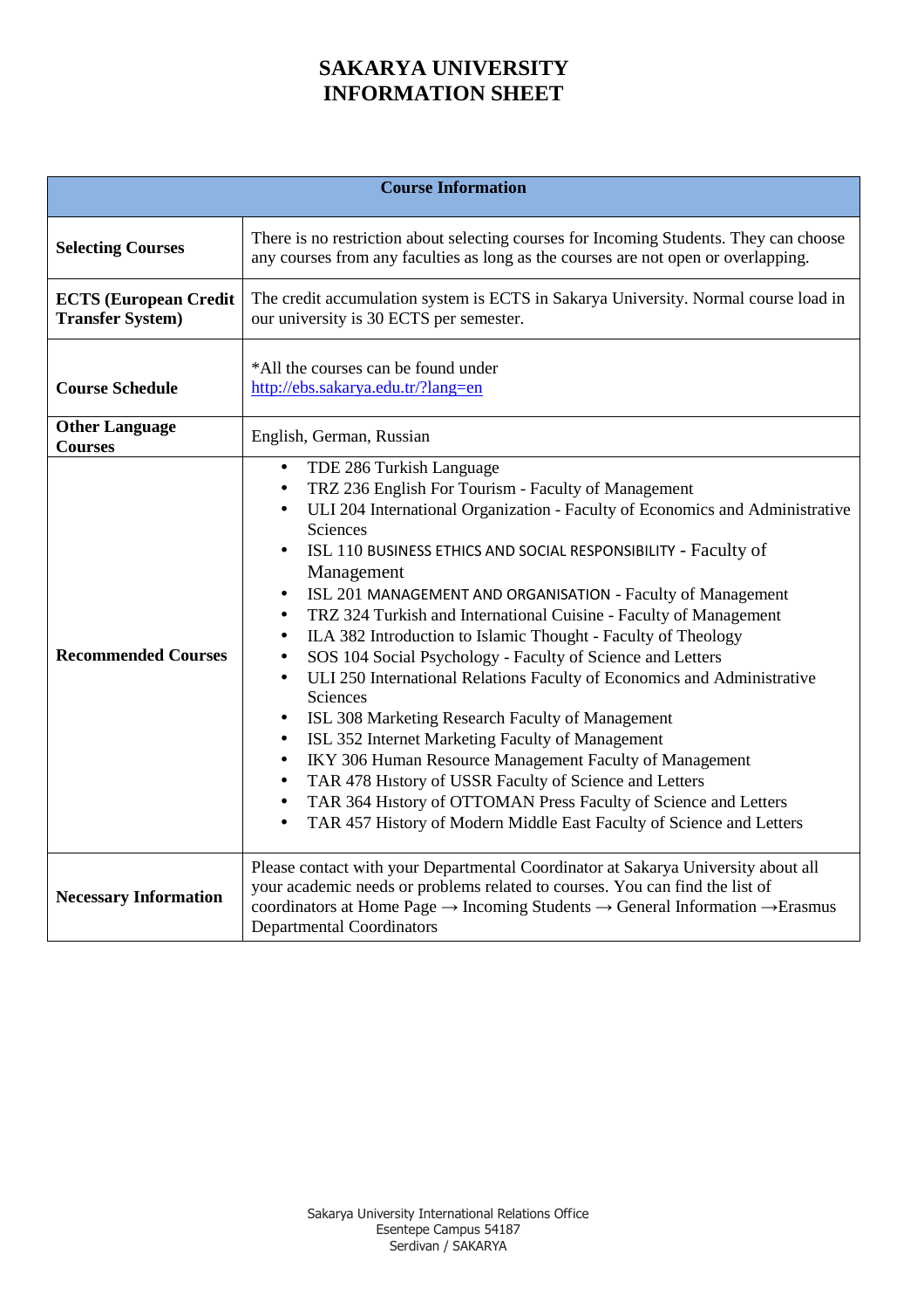# SAKARYA UNIVERSITY
# INFORMATION SHEET

| Course Information | |
|---|---|
| **Selecting Courses** | There is no restriction about selecting courses for Incoming Students. They can choose any courses from any faculties as long as the courses are not open or overlapping. |
| **ECTS (European Credit Transfer System)** | The credit accumulation system is ECTS in Sakarya University. Normal course load in our university is 30 ECTS per semester. |
| **Course Schedule** | *All the courses can be found under [http://ebs.sakarya.edu.tr/?lang=en](http://ebs.sakarya.edu.tr/?lang=en) |
| **Other Language Courses** | English, German, Russian |
| **Recommended Courses** | • TDE 286 Turkish Language<br>• TRZ 236 English For Tourism - Faculty of Management<br>• ULI 204 International Organization - Faculty of Economics and Administrative Sciences<br>• ISL 110 BUSINESS ETHICS AND SOCIAL RESPONSIBILITY - Faculty of Management<br>• ISL 201 MANAGEMENT AND ORGANISATION - Faculty of Management<br>• TRZ 324 Turkish and International Cuisine - Faculty of Management<br>• ILA 382 Introduction to Islamic Thought - Faculty of Theology<br>• SOS 104 Social Psychology - Faculty of Science and Letters<br>• ULI 250 International Relations Faculty of Economics and Administrative Sciences<br>• ISL 308 Marketing Research Faculty of Management<br>• ISL 352 Internet Marketing Faculty of Management<br>• IKY 306 Human Resource Management Faculty of Management<br>• TAR 478 Hıstory of USSR Faculty of Science and Letters<br>• TAR 364 Hıstory of OTTOMAN Press Faculty of Science and Letters<br>• TAR 457 History of Modern Middle East Faculty of Science and Letters |
| **Necessary Information** | Please contact with your Departmental Coordinator at Sakarya University about all your academic needs or problems related to courses. You can find the list of coordinators at Home Page → Incoming Students → General Information →Erasmus Departmental Coordinators |

Sakarya University International Relations Office
Esentepe Campus 54187
Serdivan / SAKARYA